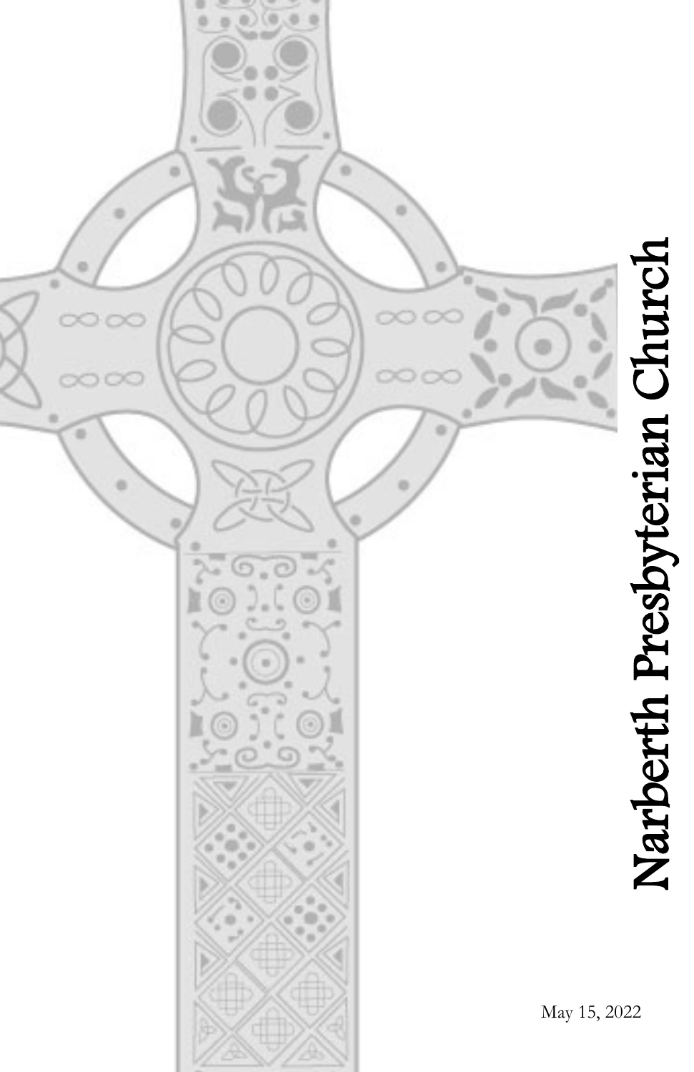# Narberth Presbyterian Church

May 15, 2022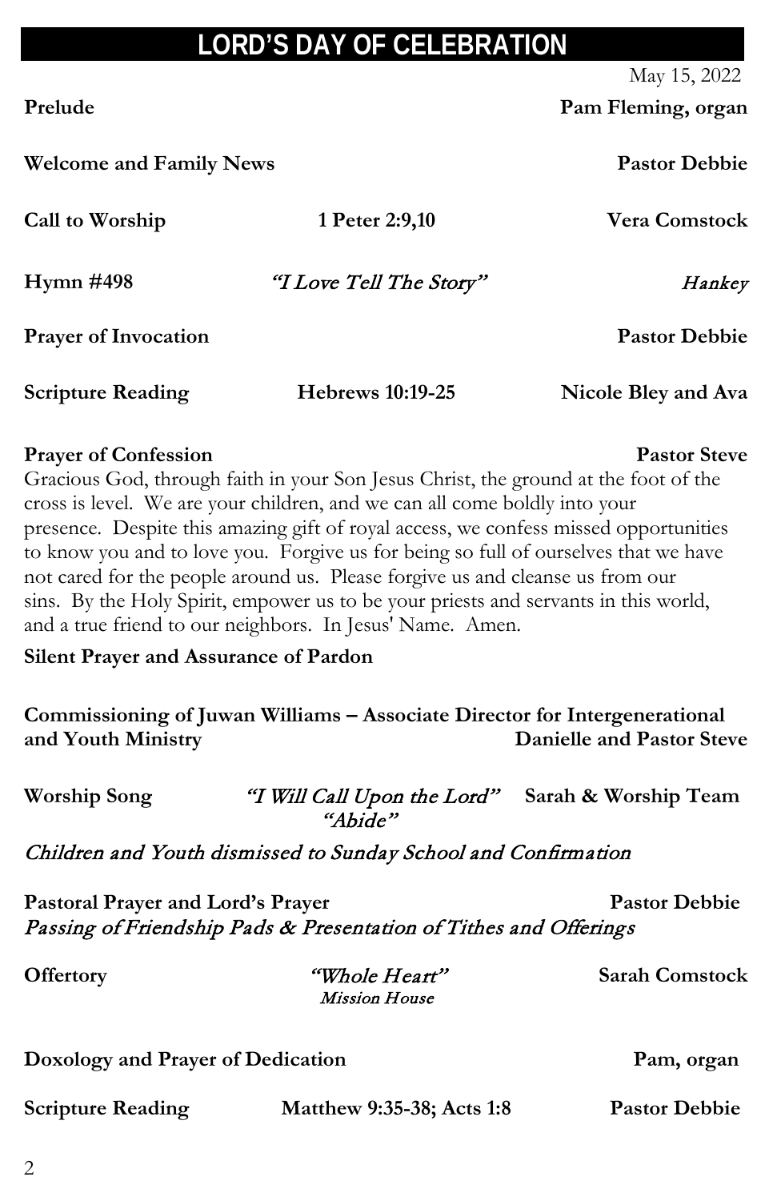# LORD'S DAY OF CELEBRATION

May 15, 2022

**Prelude** — **Pam Fleming, organ**

**Welcome and Family News** — **Pastor Debbie**

**Call to Worship** — **1 Peter 2:9,10** — **Vera Comstock**

**Hymn #498** — *"I Love Tell The Story"* — *Hankey*

**Prayer of Invocation** — **Pastor Debbie**

**Scripture Reading** — **Hebrews 10:19-25** — **Nicole Bley and Ava**

**Prayer of Confession** — **Pastor Steve**

Gracious God, through faith in your Son Jesus Christ, the ground at the foot of the cross is level. We are your children, and we can all come boldly into your presence. Despite this amazing gift of royal access, we confess missed opportunities to know you and to love you. Forgive us for being so full of ourselves that we have not cared for the people around us. Please forgive us and cleanse us from our sins. By the Holy Spirit, empower us to be your priests and servants in this world, and a true friend to our neighbors. In Jesus' Name. Amen.

**Silent Prayer and Assurance of Pardon**

**Commissioning of Juwan Williams – Associate Director for Intergenerational and Youth Ministry** — **Danielle and Pastor Steve**

**Worship Song** — *"I Will Call Upon the Lord"* *"Abide"* — **Sarah & Worship Team**

*Children and Youth dismissed to Sunday School and Confirmation*

**Pastoral Prayer and Lord's Prayer** — **Pastor Debbie**

*Passing of Friendship Pads & Presentation of Tithes and Offerings*

**Offertory** — *"Whole Heart"* *Mission House* — **Sarah Comstock**

**Doxology and Prayer of Dedication** — **Pam, organ**

**Scripture Reading** — **Matthew 9:35-38; Acts 1:8** — **Pastor Debbie**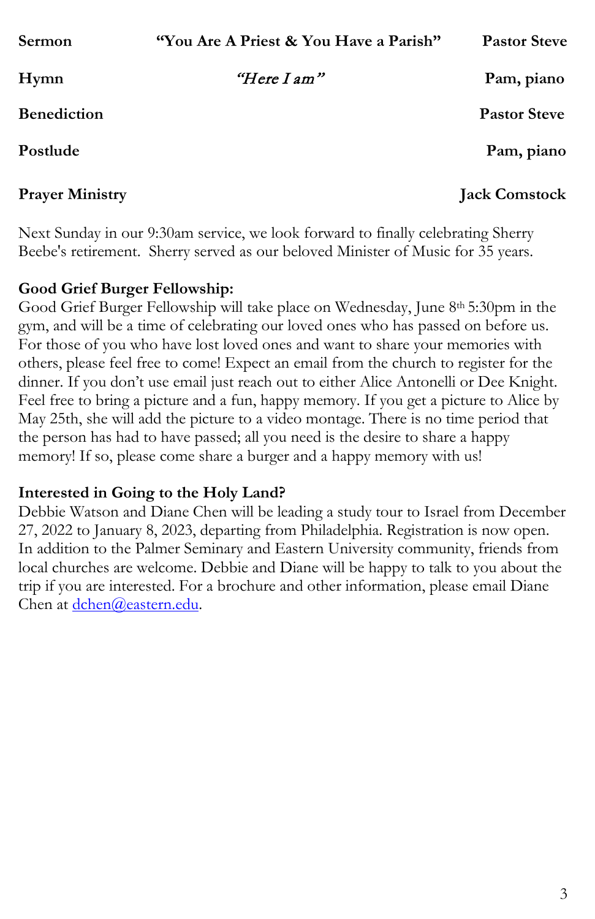| | | |
|---|---|---|
| **Sermon** | **"You Are A Priest & You Have a Parish"** | **Pastor Steve** |
| **Hymn** | *"Here I am"* | **Pam, piano** |
| **Benediction** | | **Pastor Steve** |
| **Postlude** | | **Pam, piano** |
| **Prayer Ministry** | | **Jack Comstock** |

Next Sunday in our 9:30am service, we look forward to finally celebrating Sherry Beebe's retirement. Sherry served as our beloved Minister of Music for 35 years.

**Good Grief Burger Fellowship:**
Good Grief Burger Fellowship will take place on Wednesday, June 8th 5:30pm in the gym, and will be a time of celebrating our loved ones who has passed on before us. For those of you who have lost loved ones and want to share your memories with others, please feel free to come! Expect an email from the church to register for the dinner. If you don't use email just reach out to either Alice Antonelli or Dee Knight. Feel free to bring a picture and a fun, happy memory. If you get a picture to Alice by May 25th, she will add the picture to a video montage. There is no time period that the person has had to have passed; all you need is the desire to share a happy memory! If so, please come share a burger and a happy memory with us!

**Interested in Going to the Holy Land?**
Debbie Watson and Diane Chen will be leading a study tour to Israel from December 27, 2022 to January 8, 2023, departing from Philadelphia. Registration is now open. In addition to the Palmer Seminary and Eastern University community, friends from local churches are welcome. Debbie and Diane will be happy to talk to you about the trip if you are interested. For a brochure and other information, please email Diane Chen at dchen@eastern.edu.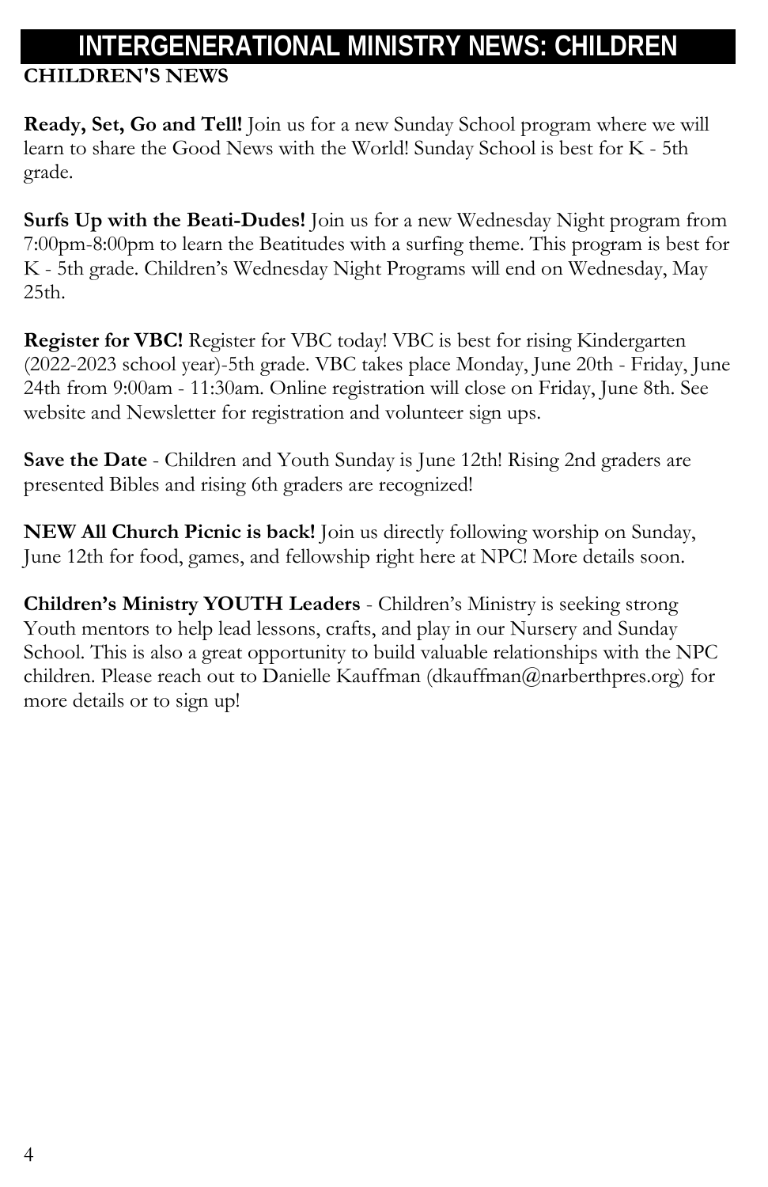# INTERGENERATIONAL MINISTRY NEWS: CHILDREN

**CHILDREN'S NEWS**

**Ready, Set, Go and Tell!** Join us for a new Sunday School program where we will learn to share the Good News with the World! Sunday School is best for K - 5th grade.

**Surfs Up with the Beati-Dudes!** Join us for a new Wednesday Night program from 7:00pm-8:00pm to learn the Beatitudes with a surfing theme. This program is best for K - 5th grade. Children's Wednesday Night Programs will end on Wednesday, May 25th.

**Register for VBC!** Register for VBC today! VBC is best for rising Kindergarten (2022-2023 school year)-5th grade. VBC takes place Monday, June 20th - Friday, June 24th from 9:00am - 11:30am. Online registration will close on Friday, June 8th. See website and Newsletter for registration and volunteer sign ups.

**Save the Date** - Children and Youth Sunday is June 12th! Rising 2nd graders are presented Bibles and rising 6th graders are recognized!

**NEW All Church Picnic is back!** Join us directly following worship on Sunday, June 12th for food, games, and fellowship right here at NPC! More details soon.

**Children's Ministry YOUTH Leaders** - Children's Ministry is seeking strong Youth mentors to help lead lessons, crafts, and play in our Nursery and Sunday School. This is also a great opportunity to build valuable relationships with the NPC children. Please reach out to Danielle Kauffman (dkauffman@narberthpres.org) for more details or to sign up!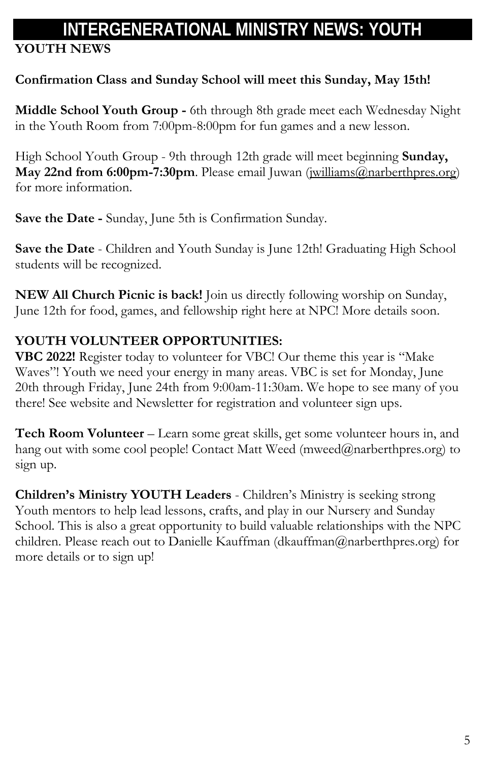# INTERGENERATIONAL MINISTRY NEWS: YOUTH

**YOUTH NEWS**

**Confirmation Class and Sunday School will meet this Sunday, May 15th!**

**Middle School Youth Group -** 6th through 8th grade meet each Wednesday Night in the Youth Room from 7:00pm-8:00pm for fun games and a new lesson.

High School Youth Group - 9th through 12th grade will meet beginning **Sunday, May 22nd from 6:00pm-7:30pm**. Please email Juwan (jwilliams@narberthpres.org) for more information.

**Save the Date -** Sunday, June 5th is Confirmation Sunday.

**Save the Date** - Children and Youth Sunday is June 12th! Graduating High School students will be recognized.

**NEW All Church Picnic is back!** Join us directly following worship on Sunday, June 12th for food, games, and fellowship right here at NPC! More details soon.

**YOUTH VOLUNTEER OPPORTUNITIES:**

**VBC 2022!** Register today to volunteer for VBC! Our theme this year is "Make Waves"! Youth we need your energy in many areas. VBC is set for Monday, June 20th through Friday, June 24th from 9:00am-11:30am. We hope to see many of you there! See website and Newsletter for registration and volunteer sign ups.

**Tech Room Volunteer** – Learn some great skills, get some volunteer hours in, and hang out with some cool people! Contact Matt Weed (mweed@narberthpres.org) to sign up.

**Children's Ministry YOUTH Leaders** - Children's Ministry is seeking strong Youth mentors to help lead lessons, crafts, and play in our Nursery and Sunday School. This is also a great opportunity to build valuable relationships with the NPC children. Please reach out to Danielle Kauffman (dkauffman@narberthpres.org) for more details or to sign up!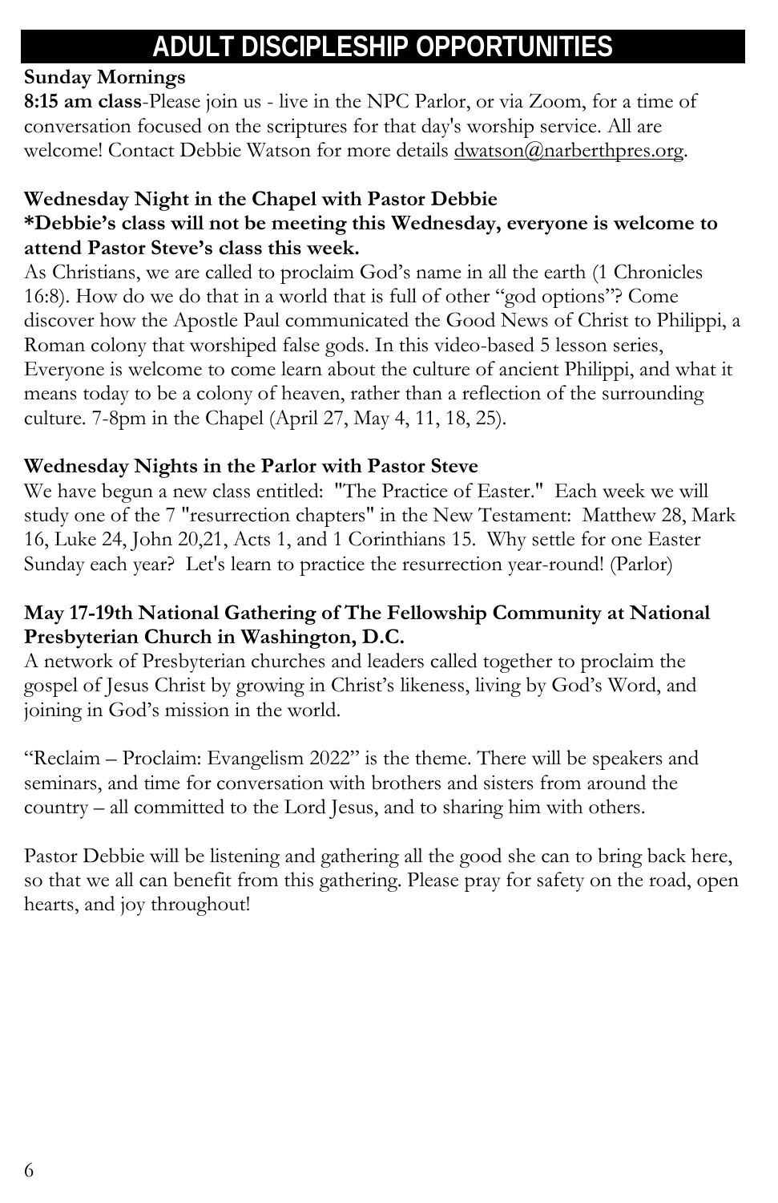# ADULT DISCIPLESHIP OPPORTUNITIES

**Sunday Mornings**

**8:15 am class**-Please join us - live in the NPC Parlor, or via Zoom, for a time of conversation focused on the scriptures for that day's worship service. All are welcome! Contact Debbie Watson for more details dwatson@narberthpres.org.

**Wednesday Night in the Chapel with Pastor Debbie**

**\*Debbie's class will not be meeting this Wednesday, everyone is welcome to attend Pastor Steve's class this week.**

As Christians, we are called to proclaim God's name in all the earth (1 Chronicles 16:8). How do we do that in a world that is full of other "god options"? Come discover how the Apostle Paul communicated the Good News of Christ to Philippi, a Roman colony that worshiped false gods. In this video-based 5 lesson series, Everyone is welcome to come learn about the culture of ancient Philippi, and what it means today to be a colony of heaven, rather than a reflection of the surrounding culture. 7-8pm in the Chapel (April 27, May 4, 11, 18, 25).

**Wednesday Nights in the Parlor with Pastor Steve**

We have begun a new class entitled: "The Practice of Easter." Each week we will study one of the 7 "resurrection chapters" in the New Testament: Matthew 28, Mark 16, Luke 24, John 20,21, Acts 1, and 1 Corinthians 15. Why settle for one Easter Sunday each year? Let's learn to practice the resurrection year-round! (Parlor)

**May 17-19th National Gathering of The Fellowship Community at National Presbyterian Church in Washington, D.C.**

A network of Presbyterian churches and leaders called together to proclaim the gospel of Jesus Christ by growing in Christ's likeness, living by God's Word, and joining in God's mission in the world.

"Reclaim – Proclaim: Evangelism 2022" is the theme. There will be speakers and seminars, and time for conversation with brothers and sisters from around the country – all committed to the Lord Jesus, and to sharing him with others.

Pastor Debbie will be listening and gathering all the good she can to bring back here, so that we all can benefit from this gathering. Please pray for safety on the road, open hearts, and joy throughout!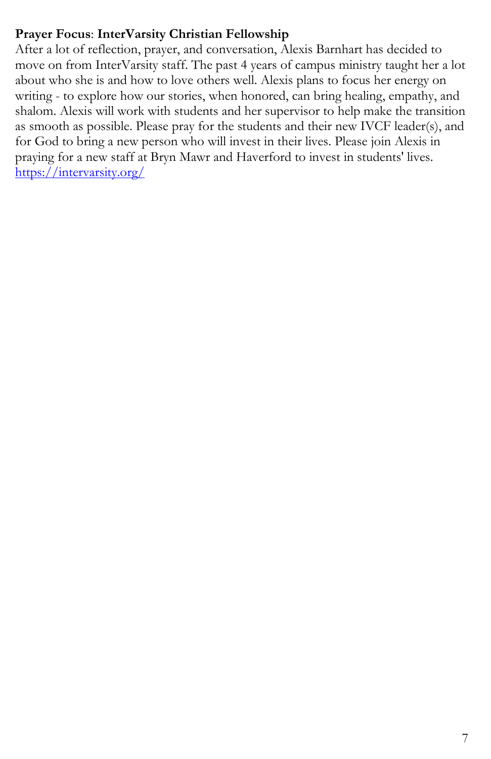**Prayer Focus**: **InterVarsity Christian Fellowship**
After a lot of reflection, prayer, and conversation, Alexis Barnhart has decided to move on from InterVarsity staff. The past 4 years of campus ministry taught her a lot about who she is and how to love others well. Alexis plans to focus her energy on writing - to explore how our stories, when honored, can bring healing, empathy, and shalom. Alexis will work with students and her supervisor to help make the transition as smooth as possible. Please pray for the students and their new IVCF leader(s), and for God to bring a new person who will invest in their lives. Please join Alexis in praying for a new staff at Bryn Mawr and Haverford to invest in students' lives.
[https://intervarsity.org/](https://intervarsity.org/)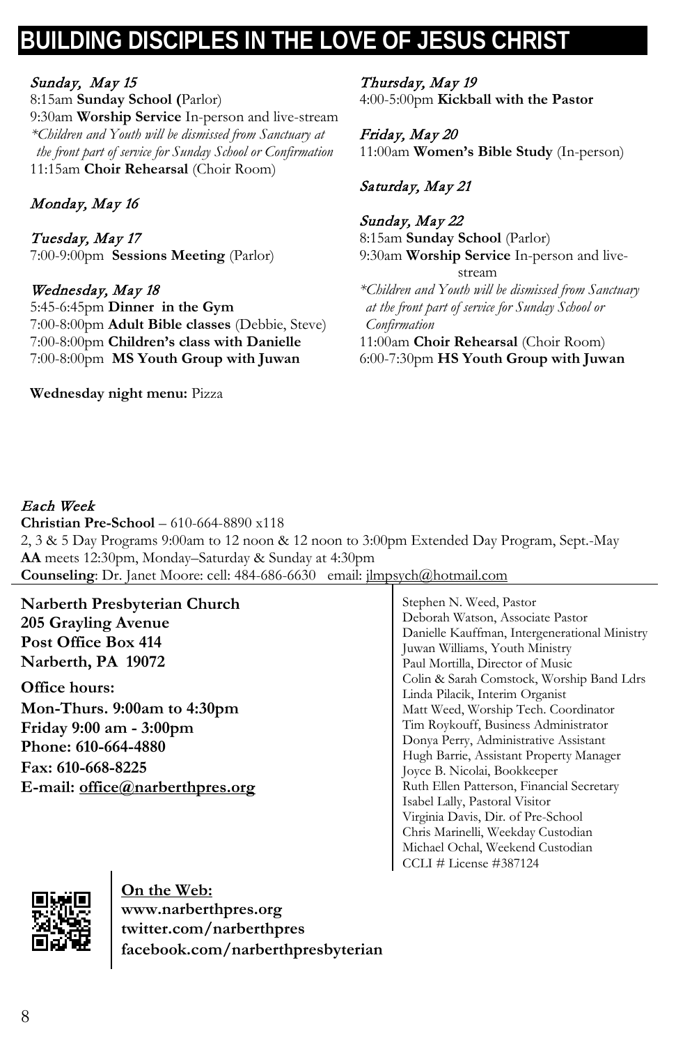# BUILDING DISCIPLES IN THE LOVE OF JESUS CHRIST

*Sunday, May 15*
8:15am **Sunday School (**Parlor)
9:30am **Worship Service** In-person and live-stream
*\*Children and Youth will be dismissed from Sanctuary at the front part of service for Sunday School or Confirmation*
11:15am **Choir Rehearsal** (Choir Room)

*Monday, May 16*

*Tuesday, May 17*
7:00-9:00pm **Sessions Meeting** (Parlor)

*Wednesday, May 18*
5:45-6:45pm **Dinner in the Gym**
7:00-8:00pm **Adult Bible classes** (Debbie, Steve)
7:00-8:00pm **Children's class with Danielle**
7:00-8:00pm **MS Youth Group with Juwan**

**Wednesday night menu:** Pizza

*Thursday, May 19*
4:00-5:00pm **Kickball with the Pastor**

*Friday, May 20*
11:00am **Women's Bible Study** (In-person)

*Saturday, May 21*

*Sunday, May 22*
8:15am **Sunday School** (Parlor)
9:30am **Worship Service** In-person and live-stream
*\*Children and Youth will be dismissed from Sanctuary at the front part of service for Sunday School or Confirmation*
11:00am **Choir Rehearsal** (Choir Room)
6:00-7:30pm **HS Youth Group with Juwan**

*Each Week*
**Christian Pre-School** – 610-664-8890 x118
2, 3 & 5 Day Programs 9:00am to 12 noon & 12 noon to 3:00pm Extended Day Program, Sept.-May
**AA** meets 12:30pm, Monday–Saturday & Sunday at 4:30pm
**Counseling**: Dr. Janet Moore: cell: 484-686-6630 email: jlmpsych@hotmail.com

**Narberth Presbyterian Church**
**205 Grayling Avenue**
**Post Office Box 414**
**Narberth, PA 19072**

**Office hours:**
**Mon-Thurs. 9:00am to 4:30pm**
**Friday 9:00 am - 3:00pm**
**Phone: 610-664-4880**
**Fax: 610-668-8225**
**E-mail: office@narberthpres.org**

Stephen N. Weed, Pastor
Deborah Watson, Associate Pastor
Danielle Kauffman, Intergenerational Ministry
Juwan Williams, Youth Ministry
Paul Mortilla, Director of Music
Colin & Sarah Comstock, Worship Band Ldrs
Linda Pilacik, Interim Organist
Matt Weed, Worship Tech. Coordinator
Tim Roykouff, Business Administrator
Donya Perry, Administrative Assistant
Hugh Barrie, Assistant Property Manager
Joyce B. Nicolai, Bookkeeper
Ruth Ellen Patterson, Financial Secretary
Isabel Lally, Pastoral Visitor
Virginia Davis, Dir. of Pre-School
Chris Marinelli, Weekday Custodian
Michael Ochal, Weekend Custodian
CCLI # License #387124

**On the Web:**
**www.narberthpres.org**
**twitter.com/narberthpres**
**facebook.com/narberthpresbyterian**